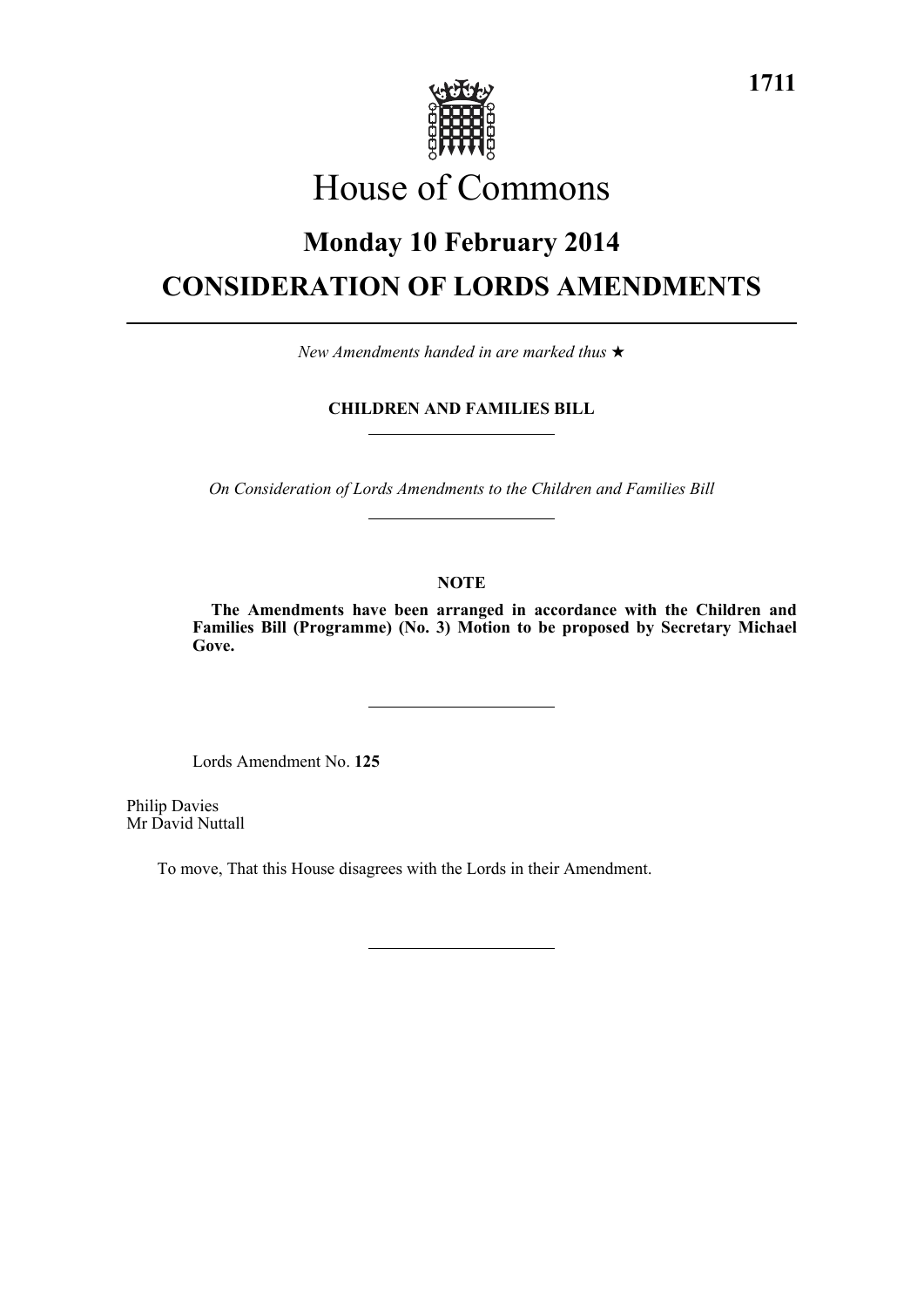# House of Commons

## Monday 10 February 2014

## CONSIDERATION OF LORDS AMENDMENTS

*New Amendments handed in are marked thus* ★

**CHILDREN AND FAMILIES BILL**

*On Consideration of Lords Amendments to the Children and Families Bill*

**NOTE**

**The Amendments have been arranged in accordance with the Children and Families Bill (Programme) (No. 3) Motion to be proposed by Secretary Michael Gove.**

Lords Amendment No. **125**

Philip Davies
Mr David Nuttall

To move, That this House disagrees with the Lords in their Amendment.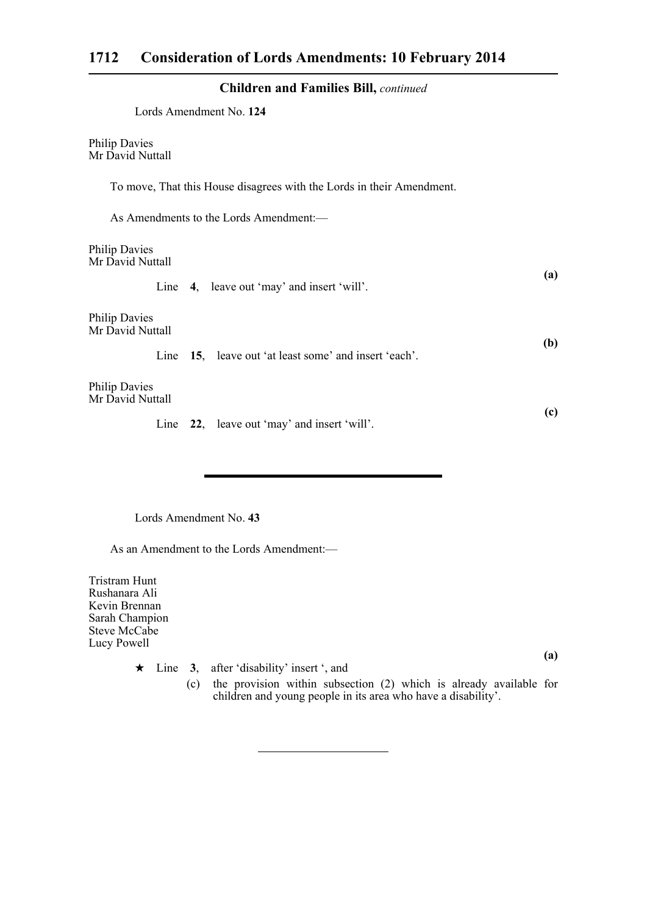**Children and Families Bill,** *continued*

Lords Amendment No. **124**

Philip Davies
Mr David Nuttall

To move, That this House disagrees with the Lords in their Amendment.

As Amendments to the Lords Amendment:—

Philip Davies
Mr David Nuttall

**(a)**

Line **4**, leave out 'may' and insert 'will'.

Philip Davies
Mr David Nuttall

**(b)**

Line **15**, leave out 'at least some' and insert 'each'.

Philip Davies
Mr David Nuttall

**(c)**

Line **22**, leave out 'may' and insert 'will'.

---

Lords Amendment No. **43**

As an Amendment to the Lords Amendment:—

Tristram Hunt
Rushanara Ali
Kevin Brennan
Sarah Champion
Steve McCabe
Lucy Powell

**(a)**

★ Line **3**, after 'disability' insert ', and

(c) the provision within subsection (2) which is already available for children and young people in its area who have a disability'.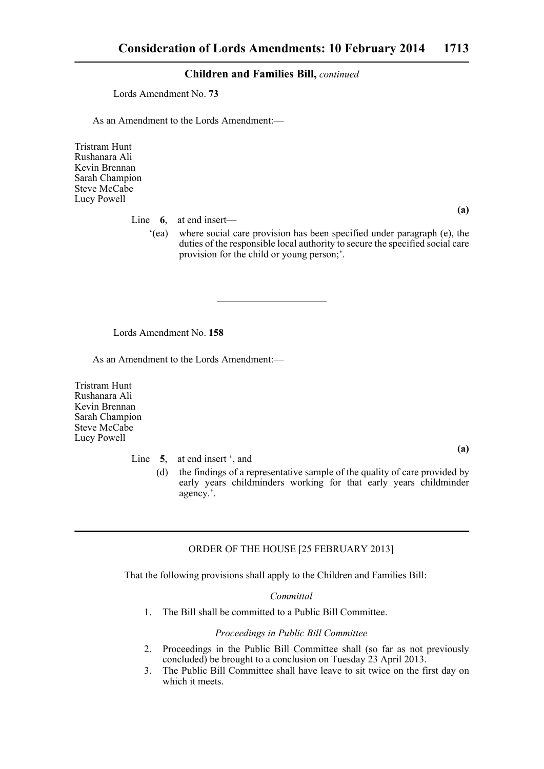**Children and Families Bill,** *continued*

Lords Amendment No. **73**

As an Amendment to the Lords Amendment:—

Tristram Hunt
Rushanara Ali
Kevin Brennan
Sarah Champion
Steve McCabe
Lucy Powell

**(a)**

Line **6**, at end insert—

‘(ea) where social care provision has been specified under paragraph (e), the duties of the responsible local authority to secure the specified social care provision for the child or young person;’.

---

Lords Amendment No. **158**

As an Amendment to the Lords Amendment:—

Tristram Hunt
Rushanara Ali
Kevin Brennan
Sarah Champion
Steve McCabe
Lucy Powell

**(a)**

Line **5**, at end insert ‘, and

(d) the findings of a representative sample of the quality of care provided by early years childminders working for that early years childminder agency.’.

---

ORDER OF THE HOUSE [25 FEBRUARY 2013]

That the following provisions shall apply to the Children and Families Bill:

*Committal*

1. The Bill shall be committed to a Public Bill Committee.

*Proceedings in Public Bill Committee*

2. Proceedings in the Public Bill Committee shall (so far as not previously concluded) be brought to a conclusion on Tuesday 23 April 2013.
3. The Public Bill Committee shall have leave to sit twice on the first day on which it meets.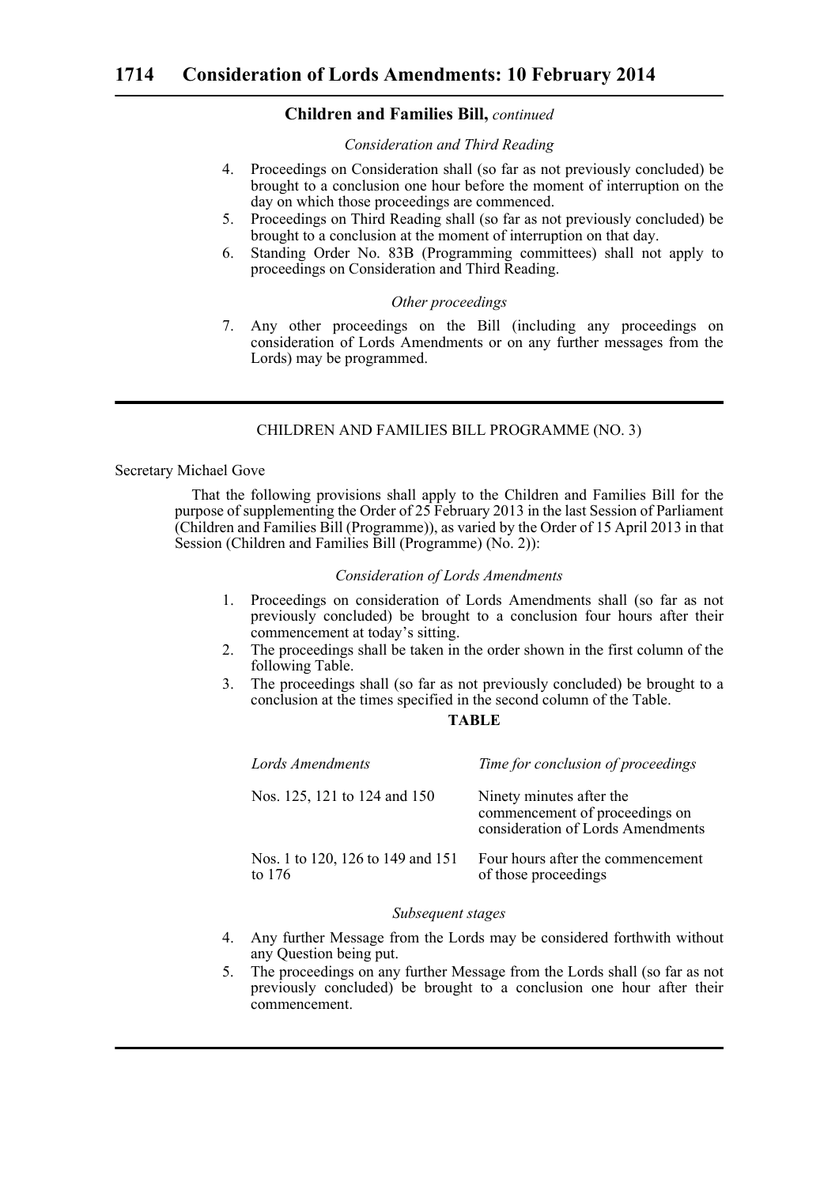**Children and Families Bill,** *continued*

*Consideration and Third Reading*

4. Proceedings on Consideration shall (so far as not previously concluded) be brought to a conclusion one hour before the moment of interruption on the day on which those proceedings are commenced.
5. Proceedings on Third Reading shall (so far as not previously concluded) be brought to a conclusion at the moment of interruption on that day.
6. Standing Order No. 83B (Programming committees) shall not apply to proceedings on Consideration and Third Reading.

*Other proceedings*

7. Any other proceedings on the Bill (including any proceedings on consideration of Lords Amendments or on any further messages from the Lords) may be programmed.

---

CHILDREN AND FAMILIES BILL PROGRAMME (NO. 3)

Secretary Michael Gove

That the following provisions shall apply to the Children and Families Bill for the purpose of supplementing the Order of 25 February 2013 in the last Session of Parliament (Children and Families Bill (Programme)), as varied by the Order of 15 April 2013 in that Session (Children and Families Bill (Programme) (No. 2)):

*Consideration of Lords Amendments*

1. Proceedings on consideration of Lords Amendments shall (so far as not previously concluded) be brought to a conclusion four hours after their commencement at today's sitting.
2. The proceedings shall be taken in the order shown in the first column of the following Table.
3. The proceedings shall (so far as not previously concluded) be brought to a conclusion at the times specified in the second column of the Table.

**TABLE**

| *Lords Amendments* | *Time for conclusion of proceedings* |
|---|---|
| Nos. 125, 121 to 124 and 150 | Ninety minutes after the commencement of proceedings on consideration of Lords Amendments |
| Nos. 1 to 120, 126 to 149 and 151 to 176 | Four hours after the commencement of those proceedings |

*Subsequent stages*

4. Any further Message from the Lords may be considered forthwith without any Question being put.
5. The proceedings on any further Message from the Lords shall (so far as not previously concluded) be brought to a conclusion one hour after their commencement.